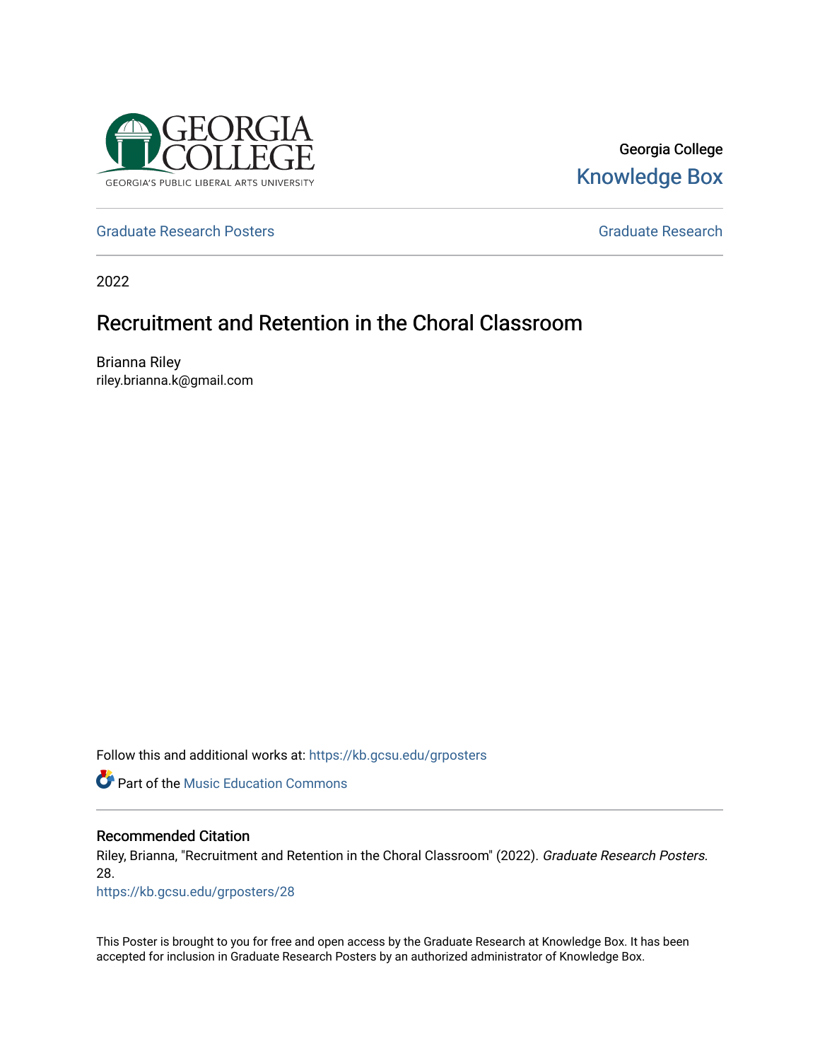Georgia College

Knowledge Box

Graduate Research Posters

Graduate Research

2022

# Recruitment and Retention in the Choral Classroom

Brianna Riley

riley.brianna.k@gmail.com

Follow this and additional works at: https://kb.gcsu.edu/grposters

Part of the Music Education Commons

### Recommended Citation

Riley, Brianna, "Recruitment and Retention in the Choral Classroom" (2022). *Graduate Research Posters*. 28.

https://kb.gcsu.edu/grposters/28

This Poster is brought to you for free and open access by the Graduate Research at Knowledge Box. It has been accepted for inclusion in Graduate Research Posters by an authorized administrator of Knowledge Box.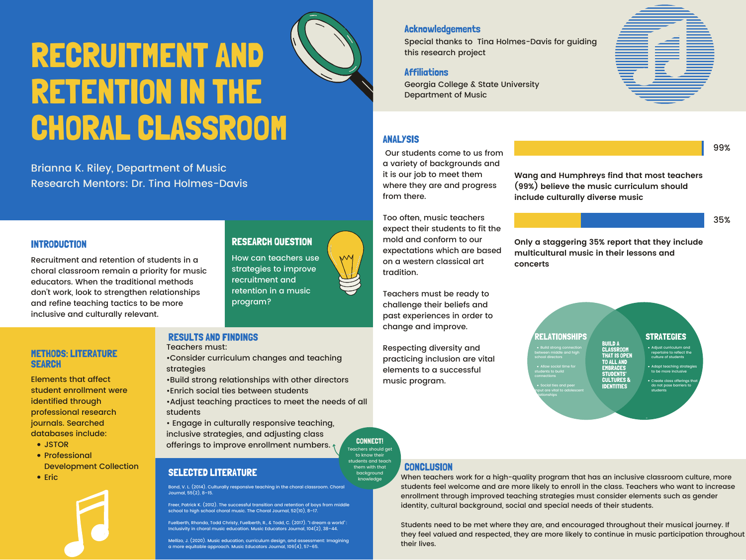# RECRUITMENT AND RETENTION IN THE CHORAL CLASSROOM

Brianna K. Riley, Department of Music
Research Mentors: Dr. Tina Holmes-Davis

## Acknowledgements

Special thanks to Tina Holmes-Davis for guiding this research project

## Affiliations

Georgia College & State University
Department of Music

## INTRODUCTION

Recruitment and retention of students in a choral classroom remain a priority for music educators. When the traditional methods don't work, look to strengthen relationships and refine teaching tactics to be more inclusive and culturally relevant.

## RESEARCH QUESTION

How can teachers use strategies to improve recruitment and retention in a music program?

## METHODS: LITERATURE SEARCH

Elements that affect student enrollment were identified through professional research journals. Searched databases include:

- JSTOR
- Professional Development Collection
- Eric

## RESULTS AND FINDINGS

Teachers must:

- Consider curriculum changes and teaching strategies
- Build strong relationships with other directors
- Enrich social ties between students
- Adjust teaching practices to meet the needs of all students
- Engage in culturally responsive teaching, inclusive strategies, and adjusting class offerings to improve enrollment numbers.

**CONNECT!**
Teachers should get to know their students and teach them with that background knowledge

## SELECTED LITERATURE

Bond, V. L. (2014). Culturally responsive teaching in the choral classroom. Choral Journal, 55(2), 8–15.

Freer, Patrick K. (2012). The successful transition and retention of boys from middle school to high school choral music. The Choral Journal, 52(10), 8–17.

Fuelberth, Rhonda, Todd Christy, Fuelberth, R., & Todd, C. (2017). "I dream a world": Inclusivity in choral music education. Music Educators Journal, 104(2), 38–44.

Mellizo, J. (2020). Music education, curriculum design, and assessment: Imagining a more equitable approach. Music Educators Journal, 106(4), 57–65.

## ANALYSIS

Our students come to us from a variety of backgrounds and it is our job to meet them where they are and progress from there.

Too often, music teachers expect their students to fit the mold and conform to our expectations which are based on a western classical art tradition.

Teachers must be ready to challenge their beliefs and past experiences in order to change and improve.

Respecting diversity and practicing inclusion are vital elements to a successful music program.

99%

**Wang and Humphreys find that most teachers (99%) believe the music curriculum should include culturally diverse music**

35%

**Only a staggering 35% report that they include multicultural music in their lessons and concerts**

**RELATIONSHIPS**

- Build strong connection between middle and high school directors
- Allow social time for students to build connections
- Social ties and peer input are vital to adolescent relationships

**BUILD A CLASSROOM THAT IS OPEN TO ALL AND EMBRACES STUDENTS' CULTURES & IDENTITIES**

**STRATEGIES**

- Adjust curriculum and repertoire to reflect the culture of students
- Adapt teaching strategies to be more inclusive
- Create class offerings that do not pose barriers to students

## CONCLUSION

When teachers work for a high-quality program that has an inclusive classroom culture, more students feel welcome and are more likely to enroll in the class. Teachers who want to increase enrollment through improved teaching strategies must consider elements such as gender identity, cultural background, social and special needs of their students.

Students need to be met where they are, and encouraged throughout their musical journey. If they feel valued and respected, they are more likely to continue in music participation throughout their lives.